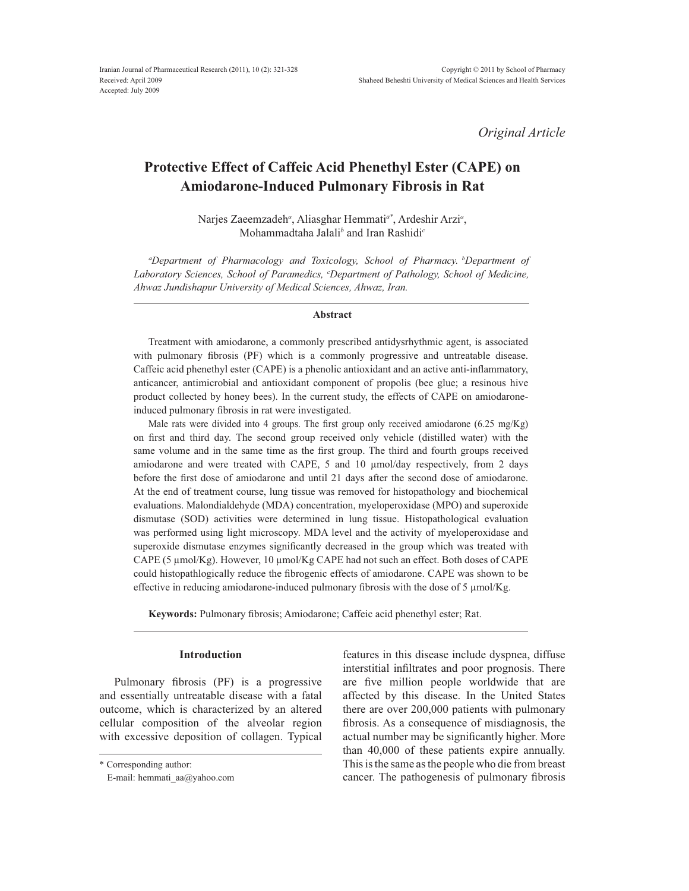*Original Article*

# Protective Effect of Caffeic Acid Phenethyl Ester (CAPE) on Amiodarone-Induced Pulmonary Fibrosis in Rat

Narjes Zaeemzadeh[a], Aliasghar Hemmati[a*], Ardeshir Arzi[a], Mohammadtaha Jalali[b] and Iran Rashidi[c]

*[a]Department of Pharmacology and Toxicology, School of Pharmacy. [b]Department of Laboratory Sciences, School of Paramedics, [c]Department of Pathology, School of Medicine, Ahwaz Jundishapur University of Medical Sciences, Ahwaz, Iran.*

### Abstract

Treatment with amiodarone, a commonly prescribed antidysrhythmic agent, is associated with pulmonary fibrosis (PF) which is a commonly progressive and untreatable disease. Caffeic acid phenethyl ester (CAPE) is a phenolic antioxidant and an active anti-inflammatory, anticancer, antimicrobial and antioxidant component of propolis (bee glue; a resinous hive product collected by honey bees). In the current study, the effects of CAPE on amiodarone-induced pulmonary fibrosis in rat were investigated.

Male rats were divided into 4 groups. The first group only received amiodarone (6.25 mg/Kg) on first and third day. The second group received only vehicle (distilled water) with the same volume and in the same time as the first group. The third and fourth groups received amiodarone and were treated with CAPE, 5 and 10 µmol/day respectively, from 2 days before the first dose of amiodarone and until 21 days after the second dose of amiodarone. At the end of treatment course, lung tissue was removed for histopathology and biochemical evaluations. Malondialdehyde (MDA) concentration, myeloperoxidase (MPO) and superoxide dismutase (SOD) activities were determined in lung tissue. Histopathological evaluation was performed using light microscopy. MDA level and the activity of myeloperoxidase and superoxide dismutase enzymes significantly decreased in the group which was treated with CAPE (5 µmol/Kg). However, 10 µmol/Kg CAPE had not such an effect. Both doses of CAPE could histopathlogically reduce the fibrogenic effects of amiodarone. CAPE was shown to be effective in reducing amiodarone-induced pulmonary fibrosis with the dose of 5 µmol/Kg.

**Keywords:** Pulmonary fibrosis; Amiodarone; Caffeic acid phenethyl ester; Rat.

## Introduction

Pulmonary fibrosis (PF) is a progressive and essentially untreatable disease with a fatal outcome, which is characterized by an altered cellular composition of the alveolar region with excessive deposition of collagen. Typical features in this disease include dyspnea, diffuse interstitial infiltrates and poor prognosis. There are five million people worldwide that are affected by this disease. In the United States there are over 200,000 patients with pulmonary fibrosis. As a consequence of misdiagnosis, the actual number may be significantly higher. More than 40,000 of these patients expire annually. This is the same as the people who die from breast cancer. The pathogenesis of pulmonary fibrosis

\* Corresponding author:
E-mail: hemmati_aa@yahoo.com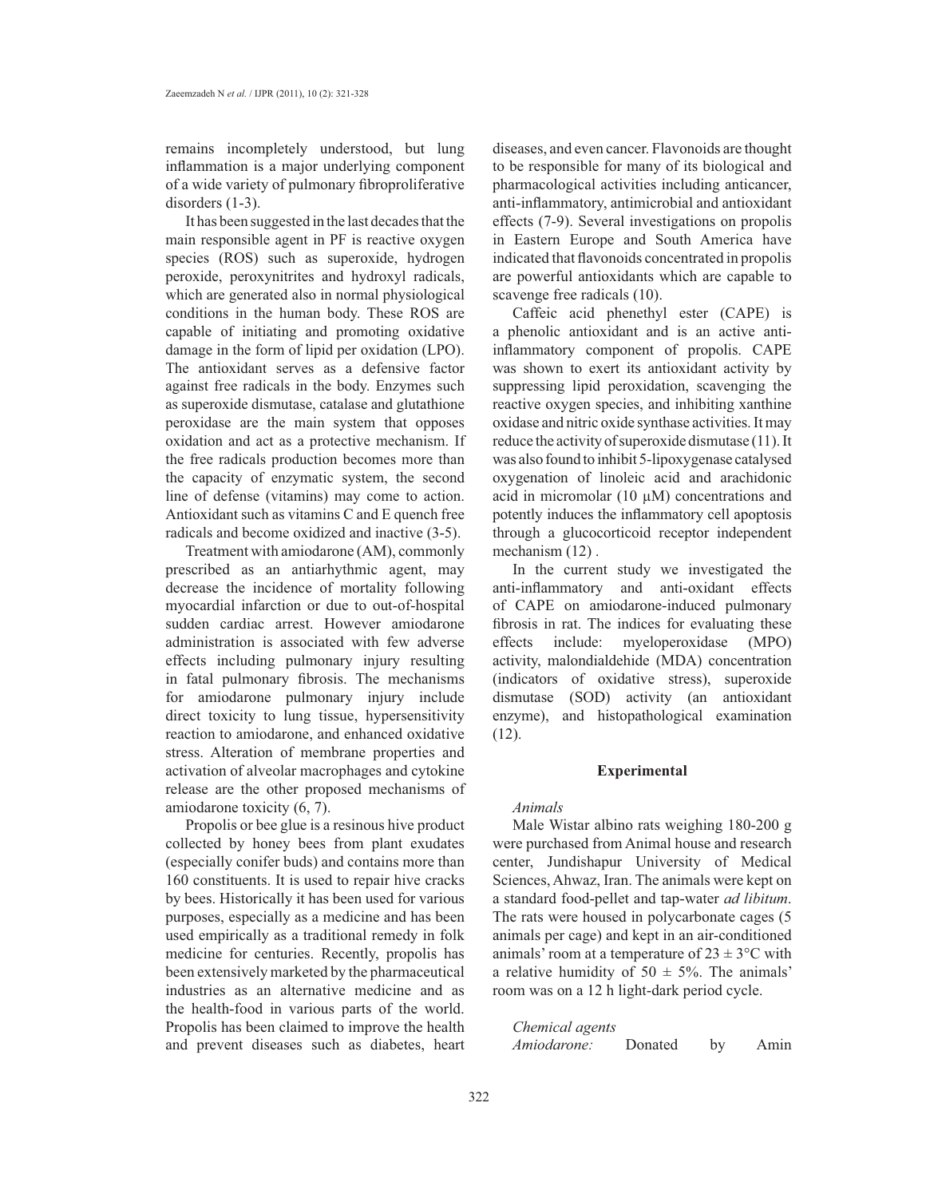remains incompletely understood, but lung inflammation is a major underlying component of a wide variety of pulmonary fibroproliferative disorders (1-3).

It has been suggested in the last decades that the main responsible agent in PF is reactive oxygen species (ROS) such as superoxide, hydrogen peroxide, peroxynitrites and hydroxyl radicals, which are generated also in normal physiological conditions in the human body. These ROS are capable of initiating and promoting oxidative damage in the form of lipid per oxidation (LPO). The antioxidant serves as a defensive factor against free radicals in the body. Enzymes such as superoxide dismutase, catalase and glutathione peroxidase are the main system that opposes oxidation and act as a protective mechanism. If the free radicals production becomes more than the capacity of enzymatic system, the second line of defense (vitamins) may come to action. Antioxidant such as vitamins C and E quench free radicals and become oxidized and inactive (3-5).

Treatment with amiodarone (AM), commonly prescribed as an antiarhythmic agent, may decrease the incidence of mortality following myocardial infarction or due to out-of-hospital sudden cardiac arrest. However amiodarone administration is associated with few adverse effects including pulmonary injury resulting in fatal pulmonary fibrosis. The mechanisms for amiodarone pulmonary injury include direct toxicity to lung tissue, hypersensitivity reaction to amiodarone, and enhanced oxidative stress. Alteration of membrane properties and activation of alveolar macrophages and cytokine release are the other proposed mechanisms of amiodarone toxicity (6, 7).

Propolis or bee glue is a resinous hive product collected by honey bees from plant exudates (especially conifer buds) and contains more than 160 constituents. It is used to repair hive cracks by bees. Historically it has been used for various purposes, especially as a medicine and has been used empirically as a traditional remedy in folk medicine for centuries. Recently, propolis has been extensively marketed by the pharmaceutical industries as an alternative medicine and as the health-food in various parts of the world. Propolis has been claimed to improve the health and prevent diseases such as diabetes, heart diseases, and even cancer. Flavonoids are thought to be responsible for many of its biological and pharmacological activities including anticancer, anti-inflammatory, antimicrobial and antioxidant effects (7-9). Several investigations on propolis in Eastern Europe and South America have indicated that flavonoids concentrated in propolis are powerful antioxidants which are capable to scavenge free radicals (10).

Caffeic acid phenethyl ester (CAPE) is a phenolic antioxidant and is an active anti-inflammatory component of propolis. CAPE was shown to exert its antioxidant activity by suppressing lipid peroxidation, scavenging the reactive oxygen species, and inhibiting xanthine oxidase and nitric oxide synthase activities. It may reduce the activity of superoxide dismutase (11). It was also found to inhibit 5-lipoxygenase catalysed oxygenation of linoleic acid and arachidonic acid in micromolar (10 μM) concentrations and potently induces the inflammatory cell apoptosis through a glucocorticoid receptor independent mechanism (12) .

In the current study we investigated the anti-inflammatory and anti-oxidant effects of CAPE on amiodarone-induced pulmonary fibrosis in rat. The indices for evaluating these effects include: myeloperoxidase (MPO) activity, malondialdehide (MDA) concentration (indicators of oxidative stress), superoxide dismutase (SOD) activity (an antioxidant enzyme), and histopathological examination (12).

## Experimental

*Animals*

Male Wistar albino rats weighing 180-200 g were purchased from Animal house and research center, Jundishapur University of Medical Sciences, Ahwaz, Iran. The animals were kept on a standard food-pellet and tap-water *ad libitum*. The rats were housed in polycarbonate cages (5 animals per cage) and kept in an air-conditioned animals' room at a temperature of 23 ± 3°C with a relative humidity of 50 ± 5%. The animals' room was on a 12 h light-dark period cycle.

*Chemical agents*

*Amiodarone:* Donated by Amin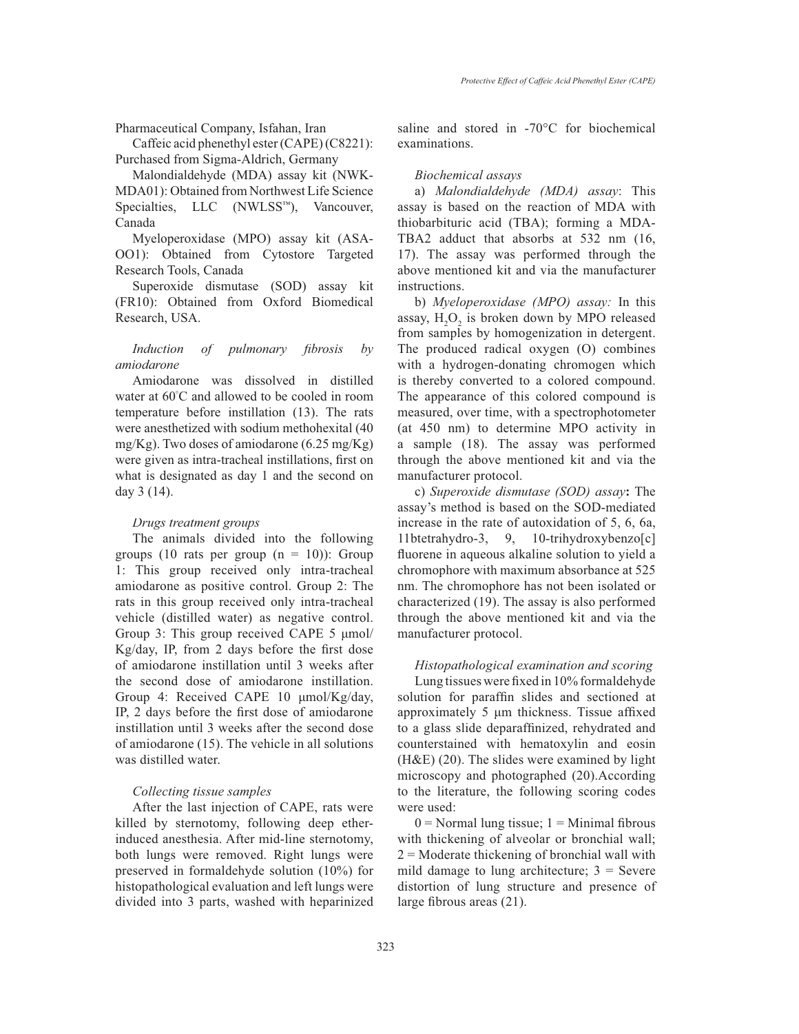Pharmaceutical Company, Isfahan, Iran

Caffeic acid phenethyl ester (CAPE) (C8221): Purchased from Sigma-Aldrich, Germany

Malondialdehyde (MDA) assay kit (NWK-MDA01): Obtained from Northwest Life Science Specialties, LLC (NWLSS™), Vancouver, Canada

Myeloperoxidase (MPO) assay kit (ASA-OO1): Obtained from Cytostore Targeted Research Tools, Canada

Superoxide dismutase (SOD) assay kit (FR10): Obtained from Oxford Biomedical Research, USA.

*Induction of pulmonary fibrosis by amiodarone*

Amiodarone was dissolved in distilled water at 60°C and allowed to be cooled in room temperature before instillation (13). The rats were anesthetized with sodium methohexital (40 mg/Kg). Two doses of amiodarone (6.25 mg/Kg) were given as intra-tracheal instillations, first on what is designated as day 1 and the second on day 3 (14).

*Drugs treatment groups*

The animals divided into the following groups (10 rats per group (n = 10)): Group 1: This group received only intra-tracheal amiodarone as positive control. Group 2: The rats in this group received only intra-tracheal vehicle (distilled water) as negative control. Group 3: This group received CAPE 5 μmol/Kg/day, IP, from 2 days before the first dose of amiodarone instillation until 3 weeks after the second dose of amiodarone instillation. Group 4: Received CAPE 10 μmol/Kg/day, IP, 2 days before the first dose of amiodarone instillation until 3 weeks after the second dose of amiodarone (15). The vehicle in all solutions was distilled water.

*Collecting tissue samples*

After the last injection of CAPE, rats were killed by sternotomy, following deep ether-induced anesthesia. After mid-line sternotomy, both lungs were removed. Right lungs were preserved in formaldehyde solution (10%) for histopathological evaluation and left lungs were divided into 3 parts, washed with heparinized saline and stored in -70°C for biochemical examinations.

*Biochemical assays*

a) *Malondialdehyde (MDA) assay*: This assay is based on the reaction of MDA with thiobarbituric acid (TBA); forming a MDA-TBA2 adduct that absorbs at 532 nm (16, 17). The assay was performed through the above mentioned kit and via the manufacturer instructions.

b) *Myeloperoxidase (MPO) assay:* In this assay, $H_2O_2$ is broken down by MPO released from samples by homogenization in detergent. The produced radical oxygen (O) combines with a hydrogen-donating chromogen which is thereby converted to a colored compound. The appearance of this colored compound is measured, over time, with a spectrophotometer (at 450 nm) to determine MPO activity in a sample (18). The assay was performed through the above mentioned kit and via the manufacturer protocol.

c) *Superoxide dismutase (SOD) assay***:** The assay's method is based on the SOD-mediated increase in the rate of autoxidation of 5, 6, 6a, 11btetrahydro-3, 9, 10-trihydroxybenzo[c] fluorene in aqueous alkaline solution to yield a chromophore with maximum absorbance at 525 nm. The chromophore has not been isolated or characterized (19). The assay is also performed through the above mentioned kit and via the manufacturer protocol.

*Histopathological examination and scoring*

Lung tissues were fixed in 10% formaldehyde solution for paraffin slides and sectioned at approximately 5 μm thickness. Tissue affixed to a glass slide deparaffinized, rehydrated and counterstained with hematoxylin and eosin (H&E) (20). The slides were examined by light microscopy and photographed (20).According to the literature, the following scoring codes were used:

0 = Normal lung tissue; 1 = Minimal fibrous with thickening of alveolar or bronchial wall; 2 = Moderate thickening of bronchial wall with mild damage to lung architecture; 3 = Severe distortion of lung structure and presence of large fibrous areas (21).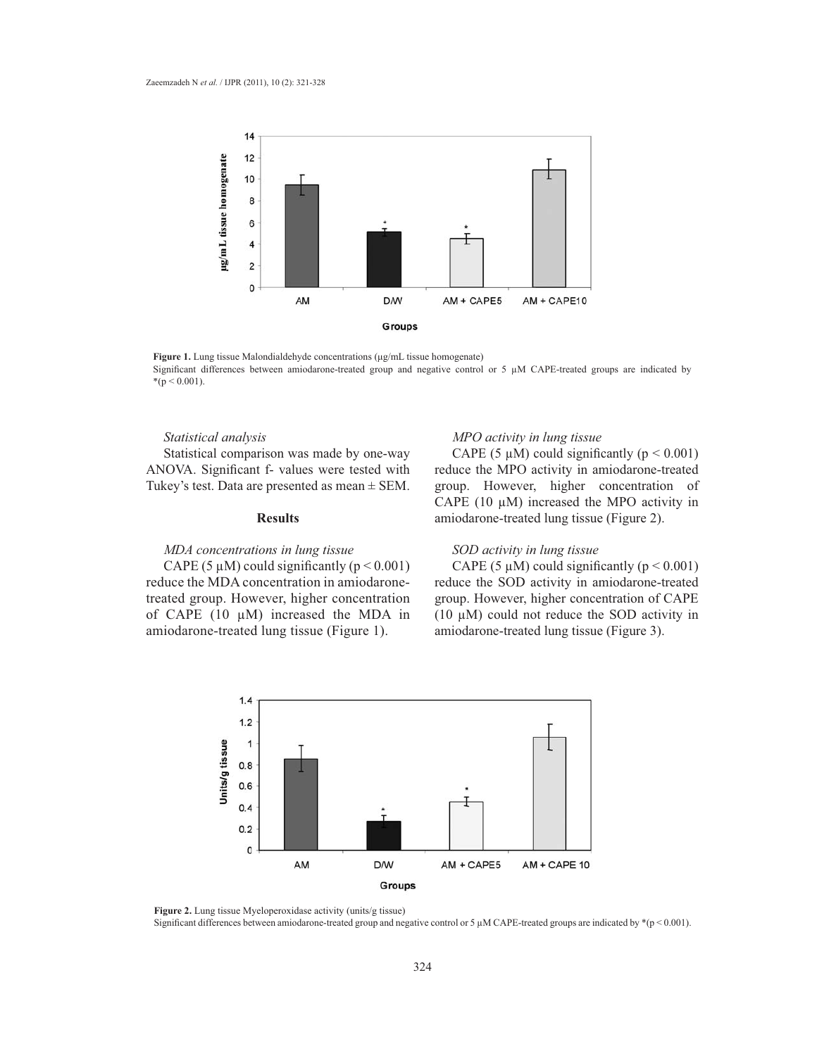Figure 1. Lung tissue Malondialdehyde concentrations (μg/mL tissue homogenate)
Significant differences between amiodarone-treated group and negative control or 5 μM CAPE-treated groups are indicated by *($p < 0.001$).

*Statistical analysis*

Statistical comparison was made by one-way ANOVA. Significant f- values were tested with Tukey's test. Data are presented as mean ± SEM.

## Results

*MDA concentrations in lung tissue*

CAPE (5 μM) could significantly ($p < 0.001$) reduce the MDA concentration in amiodarone-treated group. However, higher concentration of CAPE (10 μM) increased the MDA in amiodarone-treated lung tissue (Figure 1).

*MPO activity in lung tissue*

CAPE (5 μM) could significantly ($p < 0.001$) reduce the MPO activity in amiodarone-treated group. However, higher concentration of CAPE (10 μM) increased the MPO activity in amiodarone-treated lung tissue (Figure 2).

*SOD activity in lung tissue*

CAPE (5 μM) could significantly ($p < 0.001$) reduce the SOD activity in amiodarone-treated group. However, higher concentration of CAPE (10 μM) could not reduce the SOD activity in amiodarone-treated lung tissue (Figure 3).

Figure 2. Lung tissue Myeloperoxidase activity (units/g tissue)
Significant differences between amiodarone-treated group and negative control or 5 μM CAPE-treated groups are indicated by *($p < 0.001$).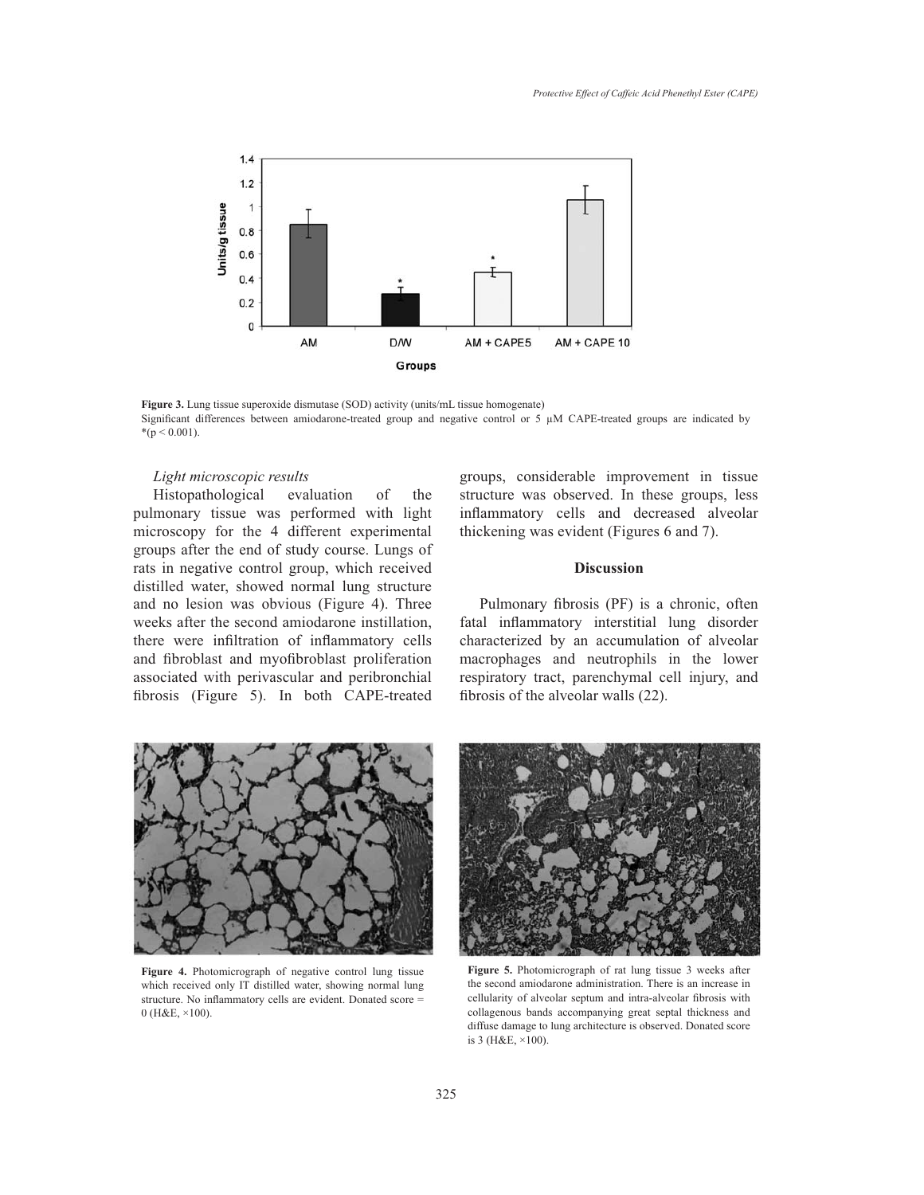Figure 3. Lung tissue superoxide dismutase (SOD) activity (units/mL tissue homogenate)
Significant differences between amiodarone-treated group and negative control or 5 μM CAPE-treated groups are indicated by *($p < 0.001$).

*Light microscopic results*

Histopathological evaluation of the pulmonary tissue was performed with light microscopy for the 4 different experimental groups after the end of study course. Lungs of rats in negative control group, which received distilled water, showed normal lung structure and no lesion was obvious (Figure 4). Three weeks after the second amiodarone instillation, there were infiltration of inflammatory cells and fibroblast and myofibroblast proliferation associated with perivascular and peribronchial fibrosis (Figure 5). In both CAPE-treated groups, considerable improvement in tissue structure was observed. In these groups, less inflammatory cells and decreased alveolar thickening was evident (Figures 6 and 7).

## Discussion

Pulmonary fibrosis (PF) is a chronic, often fatal inflammatory interstitial lung disorder characterized by an accumulation of alveolar macrophages and neutrophils in the lower respiratory tract, parenchymal cell injury, and fibrosis of the alveolar walls (22).

**Figure 4.** Photomicrograph of negative control lung tissue which received only IT distilled water, showing normal lung structure. No inflammatory cells are evident. Donated score = 0 (H&E, ×100).

**Figure 5.** Photomicrograph of rat lung tissue 3 weeks after the second amiodarone administration. There is an increase in cellularity of alveolar septum and intra-alveolar fibrosis with collagenous bands accompanying great septal thickness and diffuse damage to lung architecture is observed. Donated score is 3 (H&E, ×100).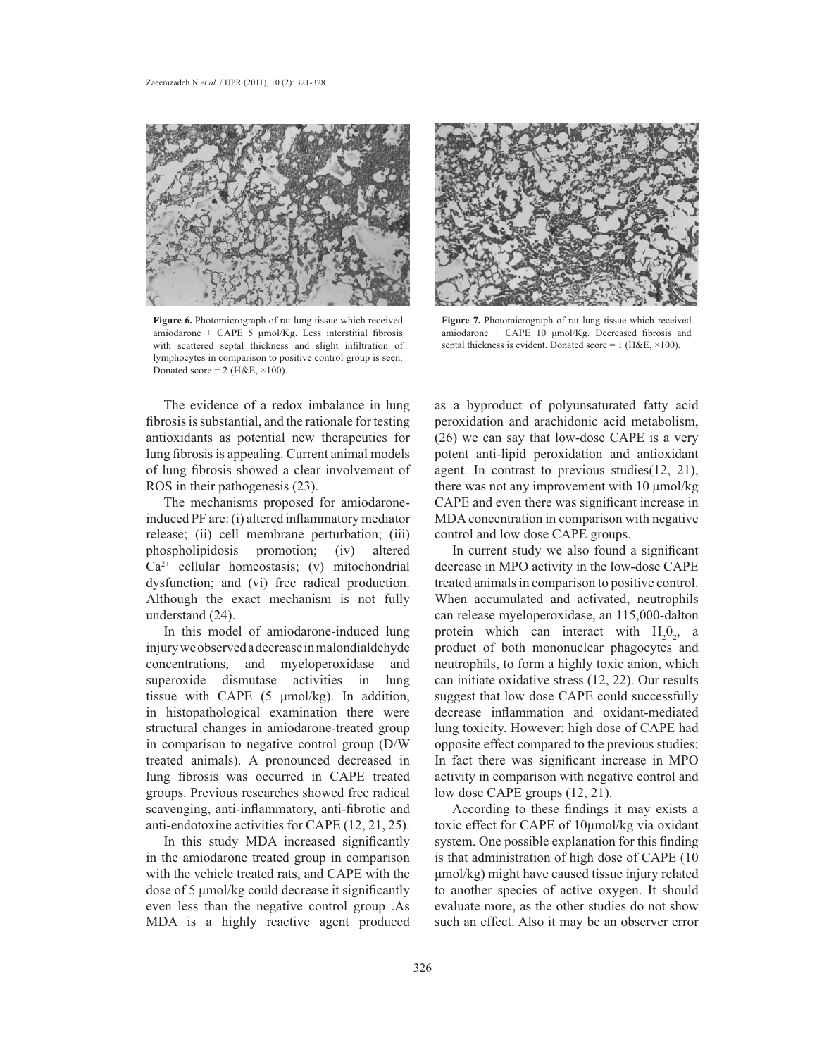**Figure 6.** Photomicrograph of rat lung tissue which received amiodarone + CAPE 5 μmol/Kg. Less interstitial fibrosis with scattered septal thickness and slight infiltration of lymphocytes in comparison to positive control group is seen. Donated score = 2 (H&E, ×100).

**Figure 7.** Photomicrograph of rat lung tissue which received amiodarone + CAPE 10 μmol/Kg. Decreased fibrosis and septal thickness is evident. Donated score = 1 (H&E, ×100).

The evidence of a redox imbalance in lung fibrosis is substantial, and the rationale for testing antioxidants as potential new therapeutics for lung fibrosis is appealing. Current animal models of lung fibrosis showed a clear involvement of ROS in their pathogenesis (23).

The mechanisms proposed for amiodarone-induced PF are: (i) altered inflammatory mediator release; (ii) cell membrane perturbation; (iii) phospholipidosis promotion; (iv) altered $Ca^{2+}$ cellular homeostasis; (v) mitochondrial dysfunction; and (vi) free radical production. Although the exact mechanism is not fully understand (24).

In this model of amiodarone-induced lung injury we observed a decrease in malondialdehyde concentrations, and myeloperoxidase and superoxide dismutase activities in lung tissue with CAPE (5 μmol/kg). In addition, in histopathological examination there were structural changes in amiodarone-treated group in comparison to negative control group (D/W treated animals). A pronounced decreased in lung fibrosis was occurred in CAPE treated groups. Previous researches showed free radical scavenging, anti-inflammatory, anti-fibrotic and anti-endotoxine activities for CAPE (12, 21, 25).

In this study MDA increased significantly in the amiodarone treated group in comparison with the vehicle treated rats, and CAPE with the dose of 5 μmol/kg could decrease it significantly even less than the negative control group .As MDA is a highly reactive agent produced as a byproduct of polyunsaturated fatty acid peroxidation and arachidonic acid metabolism, (26) we can say that low-dose CAPE is a very potent anti-lipid peroxidation and antioxidant agent. In contrast to previous studies(12, 21), there was not any improvement with 10 μmol/kg CAPE and even there was significant increase in MDA concentration in comparison with negative control and low dose CAPE groups.

In current study we also found a significant decrease in MPO activity in the low-dose CAPE treated animals in comparison to positive control. When accumulated and activated, neutrophils can release myeloperoxidase, an 115,000-dalton protein which can interact with $H_2O_2$, a product of both mononuclear phagocytes and neutrophils, to form a highly toxic anion, which can initiate oxidative stress (12, 22). Our results suggest that low dose CAPE could successfully decrease inflammation and oxidant-mediated lung toxicity. However; high dose of CAPE had opposite effect compared to the previous studies; In fact there was significant increase in MPO activity in comparison with negative control and low dose CAPE groups (12, 21).

According to these findings it may exists a toxic effect for CAPE of 10μmol/kg via oxidant system. One possible explanation for this finding is that administration of high dose of CAPE (10 μmol/kg) might have caused tissue injury related to another species of active oxygen. It should evaluate more, as the other studies do not show such an effect. Also it may be an observer error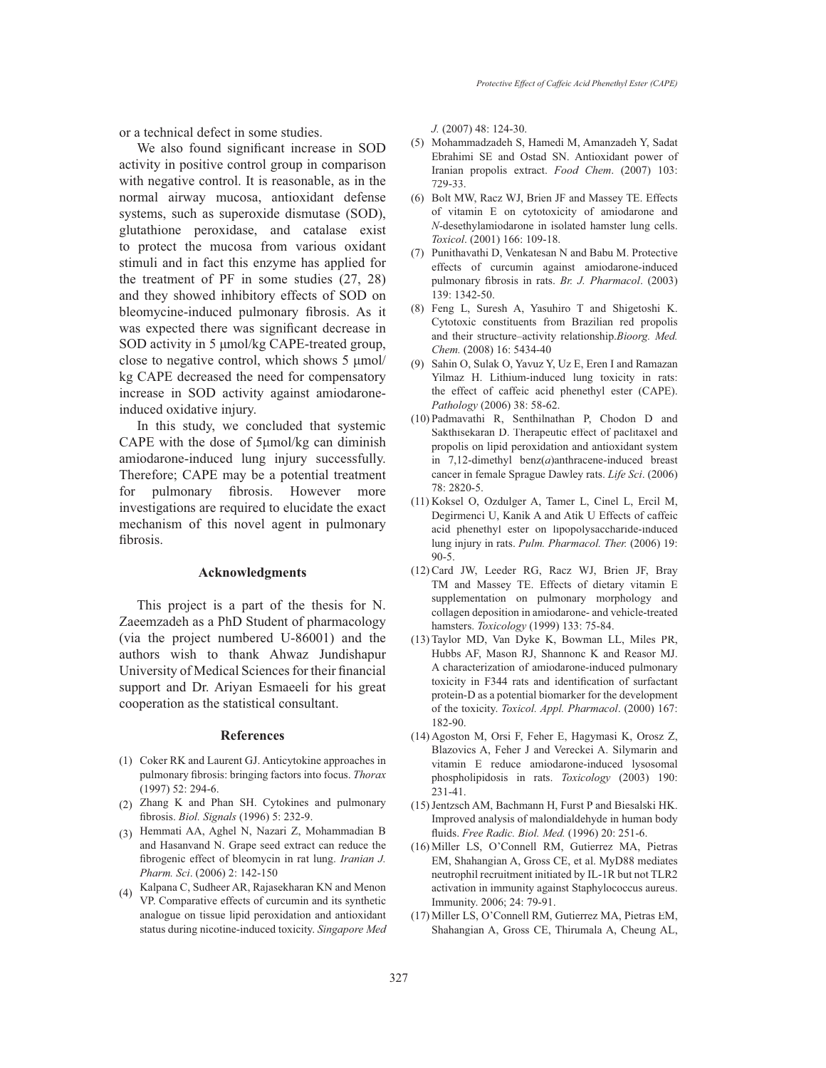or a technical defect in some studies.

We also found significant increase in SOD activity in positive control group in comparison with negative control. It is reasonable, as in the normal airway mucosa, antioxidant defense systems, such as superoxide dismutase (SOD), glutathione peroxidase, and catalase exist to protect the mucosa from various oxidant stimuli and in fact this enzyme has applied for the treatment of PF in some studies (27, 28) and they showed inhibitory effects of SOD on bleomycine-induced pulmonary fibrosis. As it was expected there was significant decrease in SOD activity in 5 μmol/kg CAPE-treated group, close to negative control, which shows 5 μmol/kg CAPE decreased the need for compensatory increase in SOD activity against amiodarone-induced oxidative injury.

In this study, we concluded that systemic CAPE with the dose of 5μmol/kg can diminish amiodarone-induced lung injury successfully. Therefore; CAPE may be a potential treatment for pulmonary fibrosis. However more investigations are required to elucidate the exact mechanism of this novel agent in pulmonary fibrosis.

## Acknowledgments

This project is a part of the thesis for N. Zaeemzadeh as a PhD Student of pharmacology (via the project numbered U-86001) and the authors wish to thank Ahwaz Jundishapur University of Medical Sciences for their financial support and Dr. Ariyan Esmaeeli for his great cooperation as the statistical consultant.

## References

(1) Coker RK and Laurent GJ. Anticytokine approaches in pulmonary fibrosis: bringing factors into focus. *Thorax* (1997) 52: 294-6.

(2) Zhang K and Phan SH. Cytokines and pulmonary fibrosis. *Biol. Signals* (1996) 5: 232-9.

(3) Hemmati AA, Aghel N, Nazari Z, Mohammadian B and Hasanvand N. Grape seed extract can reduce the fibrogenic effect of bleomycin in rat lung. *Iranian J. Pharm. Sci*. (2006) 2: 142-150

(4) Kalpana C, Sudheer AR, Rajasekharan KN and Menon VP. Comparative effects of curcumin and its synthetic analogue on tissue lipid peroxidation and antioxidant status during nicotine-induced toxicity. *Singapore Med J.* (2007) 48: 124-30.

(5) Mohammadzadeh S, Hamedi M, Amanzadeh Y, Sadat Ebrahimi SE and Ostad SN. Antioxidant power of Iranian propolis extract. *Food Chem*. (2007) 103: 729-33.

(6) Bolt MW, Racz WJ, Brien JF and Massey TE. Effects of vitamin E on cytotoxicity of amiodarone and *N*-desethylamiodarone in isolated hamster lung cells. *Toxicol*. (2001) 166: 109-18.

(7) Punithavathi D, Venkatesan N and Babu M. Protective effects of curcumin against amiodarone-induced pulmonary fibrosis in rats. *Br. J. Pharmacol*. (2003) 139: 1342-50.

(8) Feng L, Suresh A, Yasuhiro T and Shigetoshi K. Cytotoxic constituents from Brazilian red propolis and their structure–activity relationship.*Bioorg. Med. Chem.* (2008) 16: 5434-40

(9) Sahin O, Sulak O, Yavuz Y, Uz E, Eren I and Ramazan Yilmaz H. Lithium-induced lung toxicity in rats: the effect of caffeic acid phenethyl ester (CAPE). *Pathology* (2006) 38: 58-62.

(10) Padmavathi R, Senthilnathan P, Chodon D and Sakthisekaran D. Therapeutic effect of paclitaxel and propolis on lipid peroxidation and antioxidant system in 7,12-dimethyl benz(*a*)anthracene-induced breast cancer in female Sprague Dawley rats. *Life Sci*. (2006) 78: 2820-5.

(11) Koksel O, Ozdulger A, Tamer L, Cinel L, Ercil M, Degirmenci U, Kanik A and Atik U Effects of caffeic acid phenethyl ester on lipopolysaccharide-induced lung injury in rats. *Pulm. Pharmacol. Ther.* (2006) 19: 90-5.

(12) Card JW, Leeder RG, Racz WJ, Brien JF, Bray TM and Massey TE. Effects of dietary vitamin E supplementation on pulmonary morphology and collagen deposition in amiodarone- and vehicle-treated hamsters. *Toxicology* (1999) 133: 75-84.

(13) Taylor MD, Van Dyke K, Bowman LL, Miles PR, Hubbs AF, Mason RJ, Shannonc K and Reasor MJ. A characterization of amiodarone-induced pulmonary toxicity in F344 rats and identification of surfactant protein-D as a potential biomarker for the development of the toxicity. *Toxicol. Appl. Pharmacol*. (2000) 167: 182-90.

(14) Agoston M, Orsi F, Feher E, Hagymasi K, Orosz Z, Blazovics A, Feher J and Vereckei A. Silymarin and vitamin E reduce amiodarone-induced lysosomal phospholipidosis in rats. *Toxicology* (2003) 190: 231-41.

(15) Jentzsch AM, Bachmann H, Furst P and Biesalski HK. Improved analysis of malondialdehyde in human body fluids. *Free Radic. Biol. Med.* (1996) 20: 251-6.

(16) Miller LS, O'Connell RM, Gutierrez MA, Pietras EM, Shahangian A, Gross CE, et al. MyD88 mediates neutrophil recruitment initiated by IL-1R but not TLR2 activation in immunity against Staphylococcus aureus. Immunity. 2006; 24: 79-91.

(17) Miller LS, O'Connell RM, Gutierrez MA, Pietras EM, Shahangian A, Gross CE, Thirumala A, Cheung AL,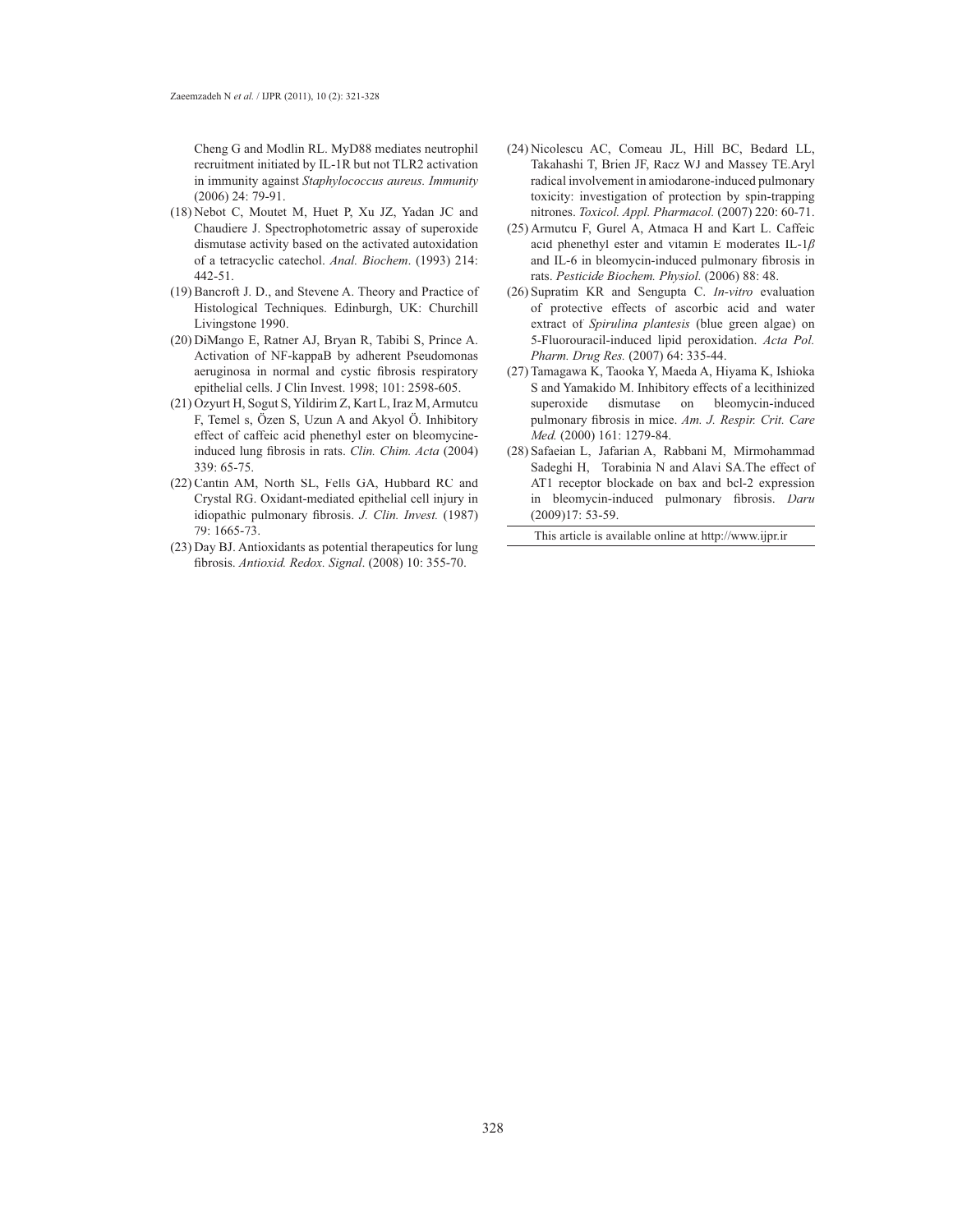Cheng G and Modlin RL. MyD88 mediates neutrophil recruitment initiated by IL-1R but not TLR2 activation in immunity against *Staphylococcus aureus. Immunity* (2006) 24: 79-91.

(18) Nebot C, Moutet M, Huet P, Xu JZ, Yadan JC and Chaudiere J. Spectrophotometric assay of superoxide dismutase activity based on the activated autoxidation of a tetracyclic catechol. *Anal. Biochem*. (1993) 214: 442-51.

(19) Bancroft J. D., and Stevene A. Theory and Practice of Histological Techniques. Edinburgh, UK: Churchill Livingstone 1990.

(20) DiMango E, Ratner AJ, Bryan R, Tabibi S, Prince A. Activation of NF-kappaB by adherent Pseudomonas aeruginosa in normal and cystic fibrosis respiratory epithelial cells. J Clin Invest. 1998; 101: 2598-605.

(21) Ozyurt H, Sogut S, Yildirim Z, Kart L, Iraz M, Armutcu F, Temel s, Özen S, Uzun A and Akyol Ö. Inhibitory effect of caffeic acid phenethyl ester on bleomycine-induced lung fibrosis in rats. *Clin. Chim. Acta* (2004) 339: 65-75.

(22) Cantın AM, North SL, Fells GA, Hubbard RC and Crystal RG. Oxidant-mediated epithelial cell injury in idiopathic pulmonary fibrosis. *J. Clin. Invest.* (1987) 79: 1665-73.

(23) Day BJ. Antioxidants as potential therapeutics for lung fibrosis. *Antioxid. Redox. Signal*. (2008) 10: 355-70.

(24) Nicolescu AC, Comeau JL, Hill BC, Bedard LL, Takahashi T, Brien JF, Racz WJ and Massey TE.Aryl radical involvement in amiodarone-induced pulmonary toxicity: investigation of protection by spin-trapping nitrones. *Toxicol. Appl. Pharmacol.* (2007) 220: 60-71.

(25) Armutcu F, Gurel A, Atmaca H and Kart L. Caffeic acıd phenethyl ester and vıtamın E moderates IL-1*β* and IL-6 in bleomycin-induced pulmonary fibrosis in rats. *Pesticide Biochem. Physiol.* (2006) 88: 48.

(26) Supratim KR and Sengupta C. *In-vitro* evaluation of protective effects of ascorbic acid and water extract of *Spirulina plantesis* (blue green algae) on 5-Fluorouracil-induced lipid peroxidation. *Acta Pol. Pharm. Drug Res.* (2007) 64: 335-44.

(27) Tamagawa K, Taooka Y, Maeda A, Hiyama K, Ishioka S and Yamakido M. Inhibitory effects of a lecithinized superoxide dismutase on bleomycin-induced pulmonary fibrosis in mice. *Am. J. Respir. Crit. Care Med.* (2000) 161: 1279-84.

(28) Safaeian L, Jafarian A, Rabbani M, Mirmohammad Sadeghi H, Torabinia N and Alavi SA.The effect of AT1 receptor blockade on bax and bcl-2 expression in bleomycin-induced pulmonary fibrosis. *Daru* (2009)17: 53-59.

This article is available online at http://www.ijpr.ir